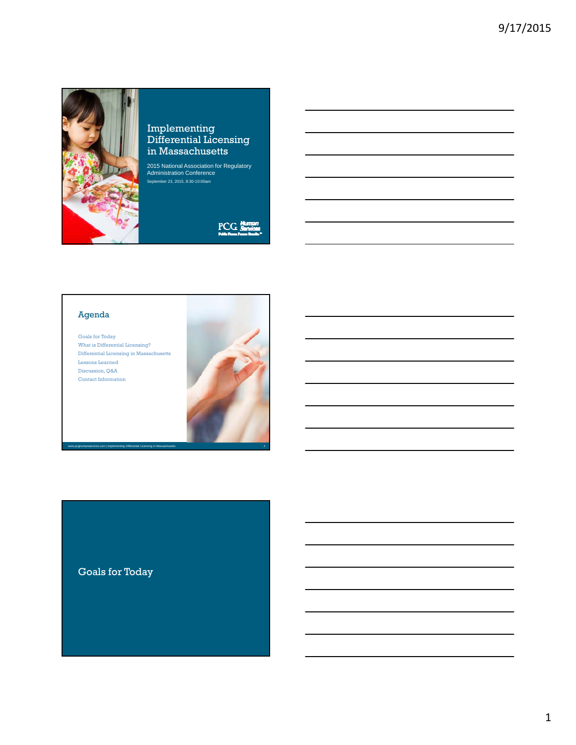# Implementing Differential Licensing in Massachusetts

2015 National Association for Regulatory Administration Conference

September 23, 2015, 8:30-10:00am

PCG Human Services

## Agenda

- Goals for Today
- What is Differential Licensing?
- Differential Licensing in Massachusetts
- Lessons Learned
- Discussion, Q&A
- Contact Information

www.pcghumanservices.com | Implementing Differential Licensing in Massachusetts

## Goals for Today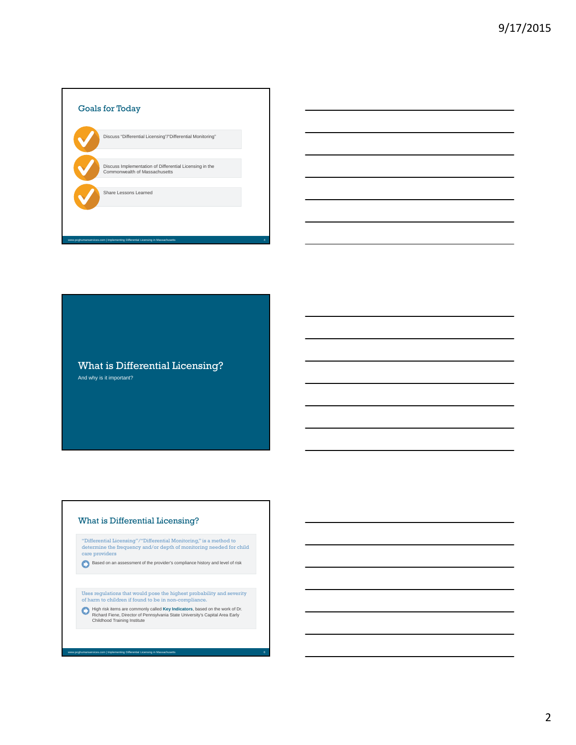## Goals for Today

- Discuss "Differential Licensing"/"Differential Monitoring"
- Discuss Implementation of Differential Licensing in the Commonwealth of Massachusetts
- Share Lessons Learned

## What is Differential Licensing?

And why is it important?

## What is Differential Licensing?

"Differential Licensing"/"Differential Monitoring," is a method to determine the frequency and/or depth of monitoring needed for child care providers

- Based on an assessment of the provider's compliance history and level of risk

Uses regulations that would pose the highest probability and severity of harm to children if found to be in non-compliance.

- High risk items are commonly called **Key Indicators**, based on the work of Dr. Richard Fiene, Director of Pennsylvania State University's Capital Area Early Childhood Training Institute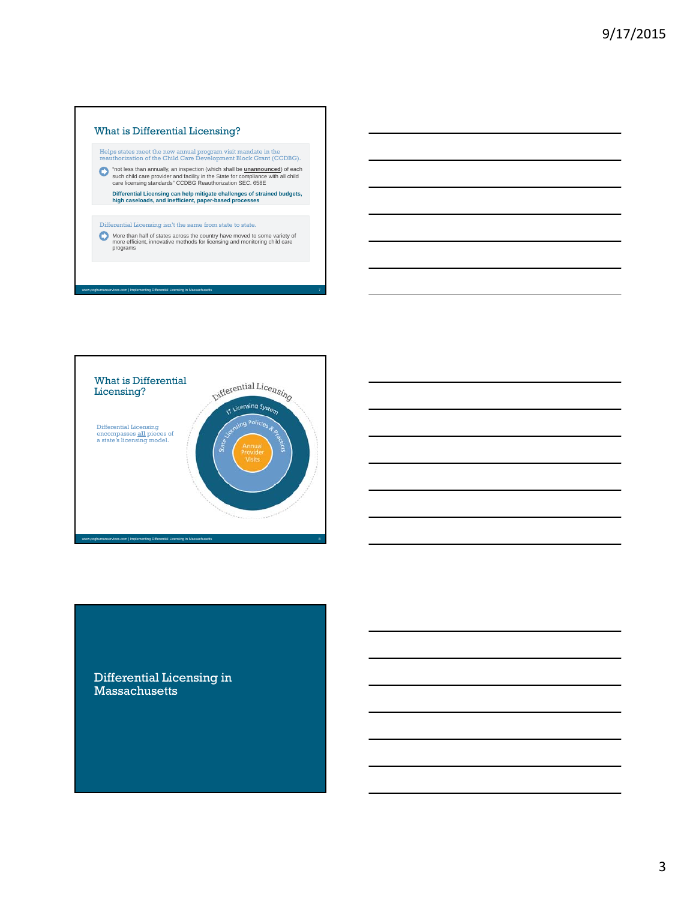## What is Differential Licensing?

Helps states meet the new annual program visit mandate in the reauthorization of the Child Care Development Block Grant (CCDBG).

- "not less than annually, an inspection (which shall be **unannounced**) of each such child care provider and facility in the State for compliance with all child care licensing standards" CCDBG Reauthorization SEC. 658E

**Differential Licensing can help mitigate challenges of strained budgets, high caseloads, and inefficient, paper-based processes**

Differential Licensing isn't the same from state to state.

- More than half of states across the country have moved to some variety of more efficient, innovative methods for licensing and monitoring child care programs

## What is Differential Licensing?

Differential Licensing encompasses **all** pieces of a state's licensing model.

Differential Licensing

IT Licensing System

State Licensing Policies & Practices

Annual Provider Visits

## Differential Licensing in Massachusetts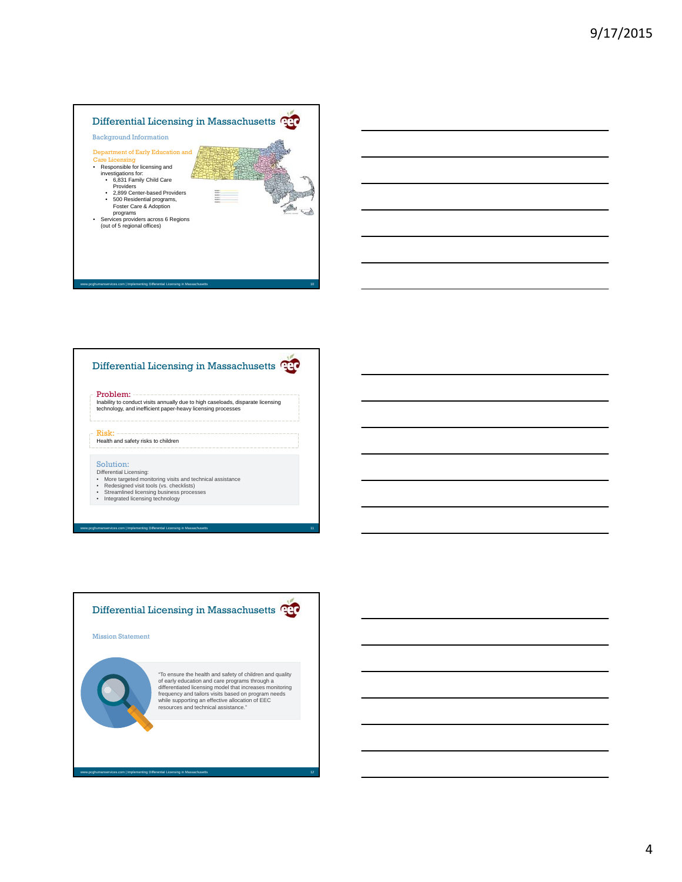## Differential Licensing in Massachusetts

### Background Information

**Department of Early Education and Care Licensing**

- Responsible for licensing and investigations for:
  - 6,831 Family Child Care Providers
  - 2,899 Center-based Providers
  - 500 Residential programs, Foster Care & Adoption programs
- Services providers across 6 Regions (out of 5 regional offices)

## Differential Licensing in Massachusetts

**Problem:**
Inability to conduct visits annually due to high caseloads, disparate licensing technology, and inefficient paper-heavy licensing processes

**Risk:**
Health and safety risks to children

**Solution:**
Differential Licensing:

- More targeted monitoring visits and technical assistance
- Redesigned visit tools (vs. checklists)
- Streamlined licensing business processes
- Integrated licensing technology

## Differential Licensing in Massachusetts

### Mission Statement

"To ensure the health and safety of children and quality of early education and care programs through a differentiated licensing model that increases monitoring frequency and tailors visits based on program needs while supporting an effective allocation of EEC resources and technical assistance."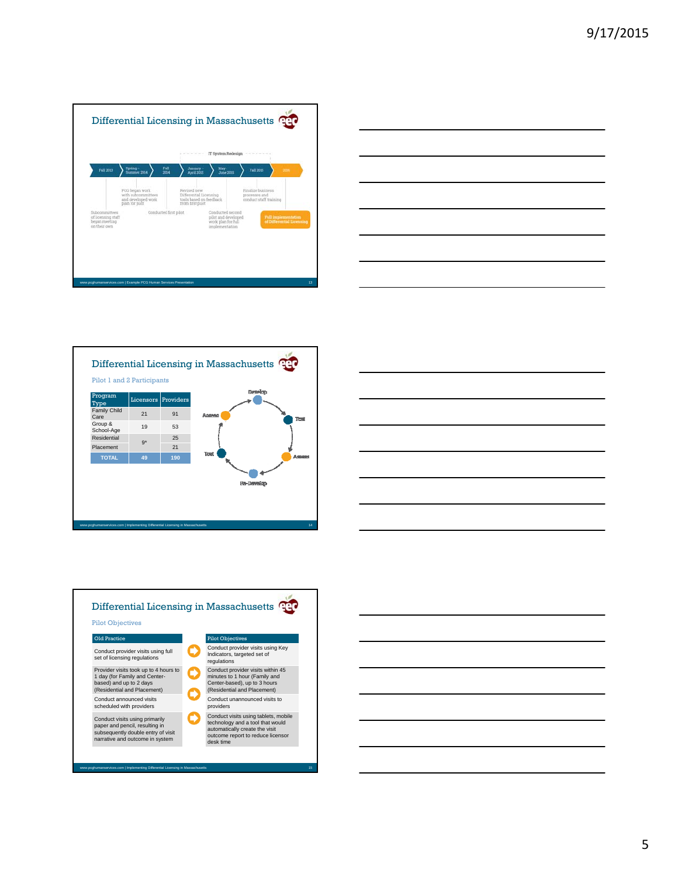## Differential Licensing in Massachusetts

IT System Redesign

Fall 2013 → Spring – Summer 2014 → Fall 2014 → January – April 2015 → May-June 2015 → Fall 2015 → 2016

- Subcommittees of licensing staff began meeting on their own
- PCG began work with subcommittees and developed work plan for pilot
- Conducted first pilot
- Revised new Differential Licensing tools based on feedback from first pilot
- Conducted second pilot and developed work plan for full implementation
- Finalize business processes and conduct staff training
- Full implementation of Differential Licensing

## Differential Licensing in Massachusetts

Pilot 1 and 2 Participants

| Program Type | Licensors | Providers |
|---|---|---|
| Family Child Care | 21 | 91 |
| Group & School-Age | 19 | 53 |
| Residential | 9* | 25 |
| Placement | | 21 |
| TOTAL | 49 | 190 |

Develop → Test → Assess → Re-Develop → Test → Assess

## Differential Licensing in Massachusetts

Pilot Objectives

| Old Practice | Pilot Objectives |
|---|---|
| Conduct provider visits using full set of licensing regulations | Conduct provider visits using Key Indicators, targeted set of regulations |
| Provider visits took up to 4 hours to 1 day (for Family and Center-based) and up to 2 days (Residential and Placement) | Conduct provider visits within 45 minutes to 1 hour (Family and Center-based), up to 3 hours (Residential and Placement) |
| Conduct announced visits scheduled with providers | Conduct unannounced visits to providers |
| Conduct visits using primarily paper and pencil, resulting in subsequently double entry of visit narrative and outcome in system | Conduct visits using tablets, mobile technology and a tool that would automatically create the visit outcome report to reduce licensor desk time |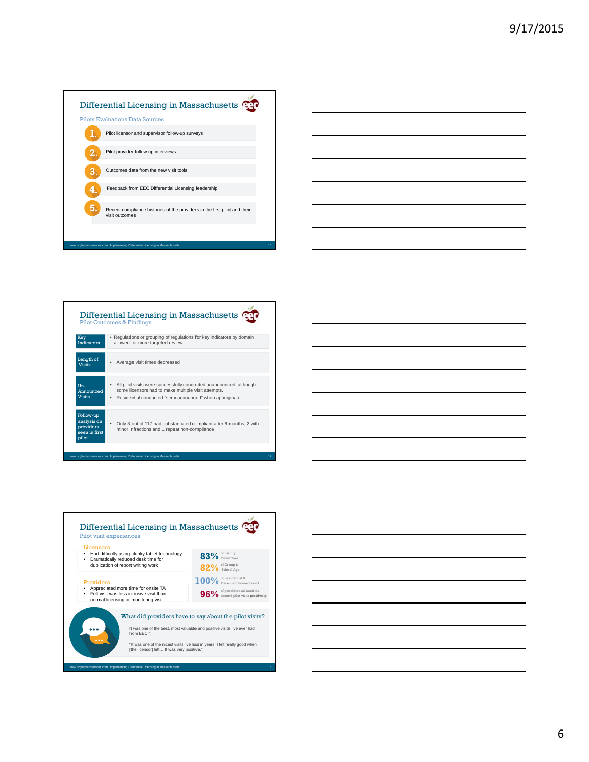## Differential Licensing in Massachusetts

### Pilots Evaluations Data Sources

1. Pilot licensor and supervisor follow-up surveys
2. Pilot provider follow-up interviews
3. Outcomes data from the new visit tools
4. Feedback from EEC Differential Licensing leadership
5. Recent compliance histories of the providers in the first pilot and their visit outcomes

## Differential Licensing in Massachusetts

### Pilot Outcomes & Findings

| | |
|---|---|
| Key Indicators | • Regulations or grouping of regulations for key indicators by domain allowed for more targeted review |
| Length of Visits | • Average visit times decreased |
| Un-Announced Visits | • All pilot visits were successfully conducted unannounced, although some licensors had to make multiple visit attempts. • Residential conducted "semi-announced" when appropriate |
| Follow-up analysis on providers seen in first pilot | • Only 3 out of 117 had substantiated compliant after 6 months; 2 with minor infractions and 1 repeat non-compliance |

## Differential Licensing in Massachusetts

### Pilot visit experiences

**Licensors**
- Had difficulty using clunky tablet technology
- Dramatically reduced desk time for duplication of report writing work

**Providers**
- Appreciated more time for onsite TA
- Felt visit was less intrusive visit than normal licensing or monitoring visit

**83%** of Family Child Care

**82%** of Group & School Age

**100%** of Residential & Placement licensors and

**96%** of providers all rated the second pilot visits **positively**

**What did providers have to say about the pilot visits?**

It was one of the best, most valuable and positive visits I've ever had from EEC."

"It was one of the nicest visits I've had in years. I felt really good when [the licensor] left… It was very positive."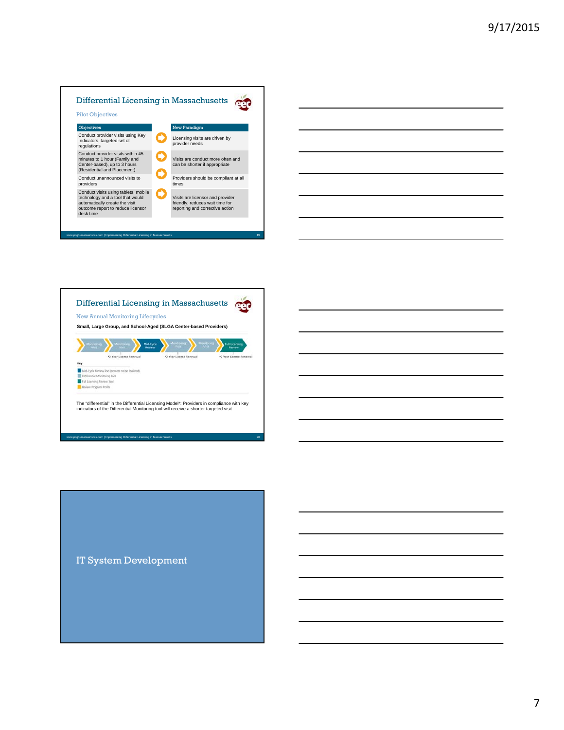## Differential Licensing in Massachusetts

Pilot Objectives

| Objectives | New Paradigm |
| --- | --- |
| Conduct provider visits using Key Indicators, targeted set of regulations | Licensing visits are driven by provider needs |
| Conduct provider visits within 45 minutes to 1 hour (Family and Center-based), up to 3 hours (Residential and Placement) | Visits are conduct more often and can be shorter if appropriate |
| Conduct unannounced visits to providers | Providers should be compliant at all times |
| Conduct visits using tablets, mobile technology and a tool that would automatically create the visit outcome report to reduce licensor desk time | Visits are licensor and provider friendly; reduces wait time for reporting and corrective action |

www.pcghumanservices.com | Implementing Differential Licensing in Massachusetts

## Differential Licensing in Massachusetts

New Annual Monitoring Lifecycles

**Small, Large Group, and School-Aged (SLGA Center-based Providers)**

Monitoring Visit → Monitoring Visit → Mid-Cycle Review → Monitoring Visit → Monitoring Visit → Full Licensing Review

*2 Year License Renewal | *2 Year License Renewal | *2 Year License Renewal

Key
- Mid-Cycle Review Tool (content to be finalized)
- Differential Monitoring Tool
- Full Licensing Review Tool
- Review Program Profile

The "differential" in the Differential Licensing Model*: Providers in compliance with key indicators of the Differential Monitoring tool will receive a shorter targeted visit

www.pcghumanservices.com | Implementing Differential Licensing in Massachusetts

## IT System Development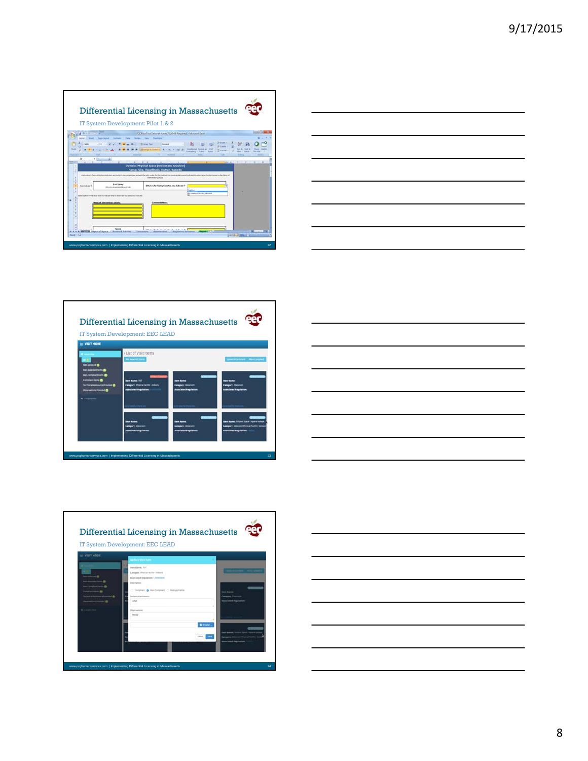## Differential Licensing in Massachusetts

IT System Development: Pilot 1 & 2

## Differential Licensing in Massachusetts

IT System Development: EEC LEAD

## Differential Licensing in Massachusetts

IT System Development: EEC LEAD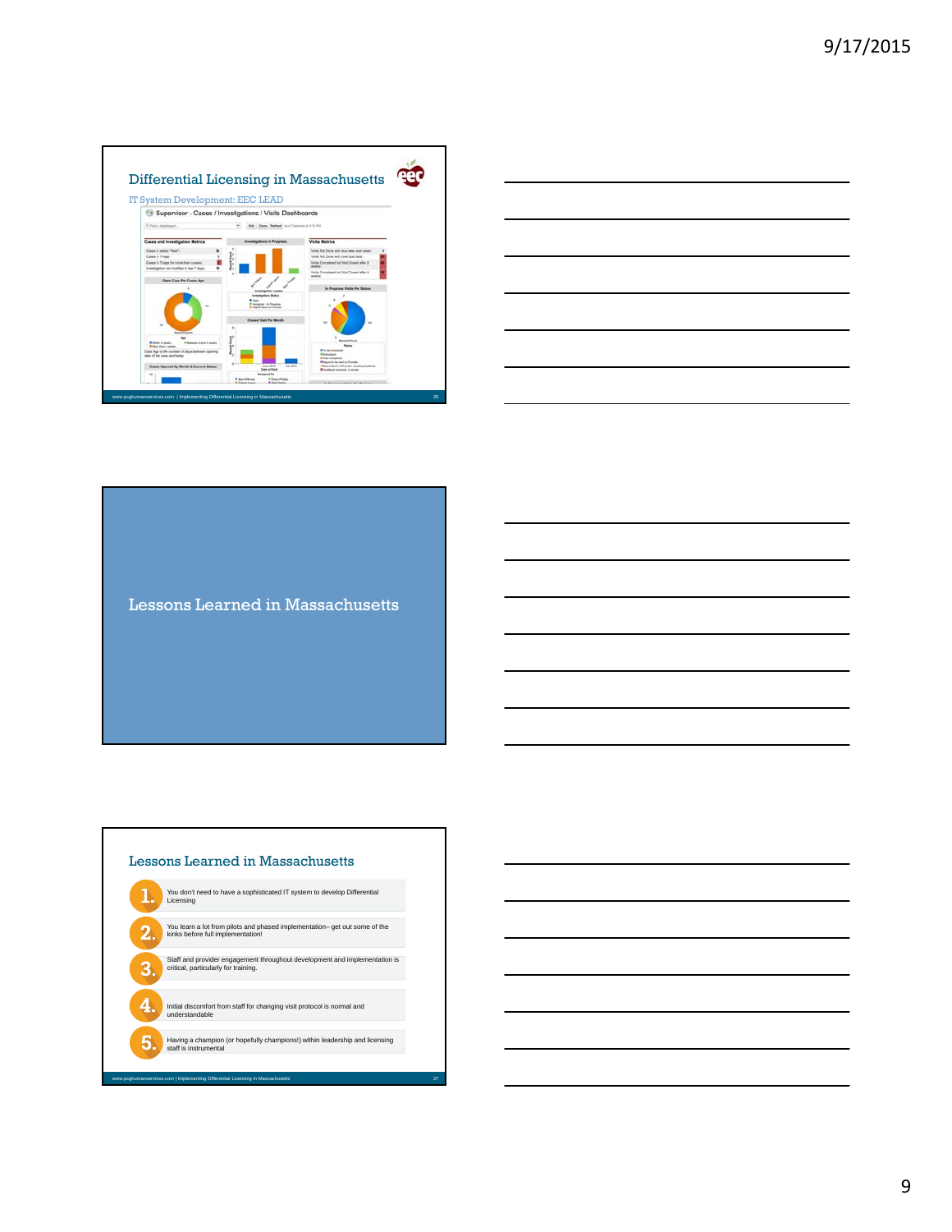## Differential Licensing in Massachusetts

IT System Development: EEC LEAD

Supervisor - Cases / Investigations / Visits Dashboards

## Lessons Learned in Massachusetts

## Lessons Learned in Massachusetts

1. You don't need to have a sophisticated IT system to develop Differential Licensing
2. You learn a lot from pilots and phased implementation– get out some of the kinks before full implementation!
3. Staff and provider engagement throughout development and implementation is critical, particularly for training.
4. Initial discomfort from staff for changing visit protocol is normal and understandable
5. Having a champion (or hopefully champions!) within leadership and licensing staff is instrumental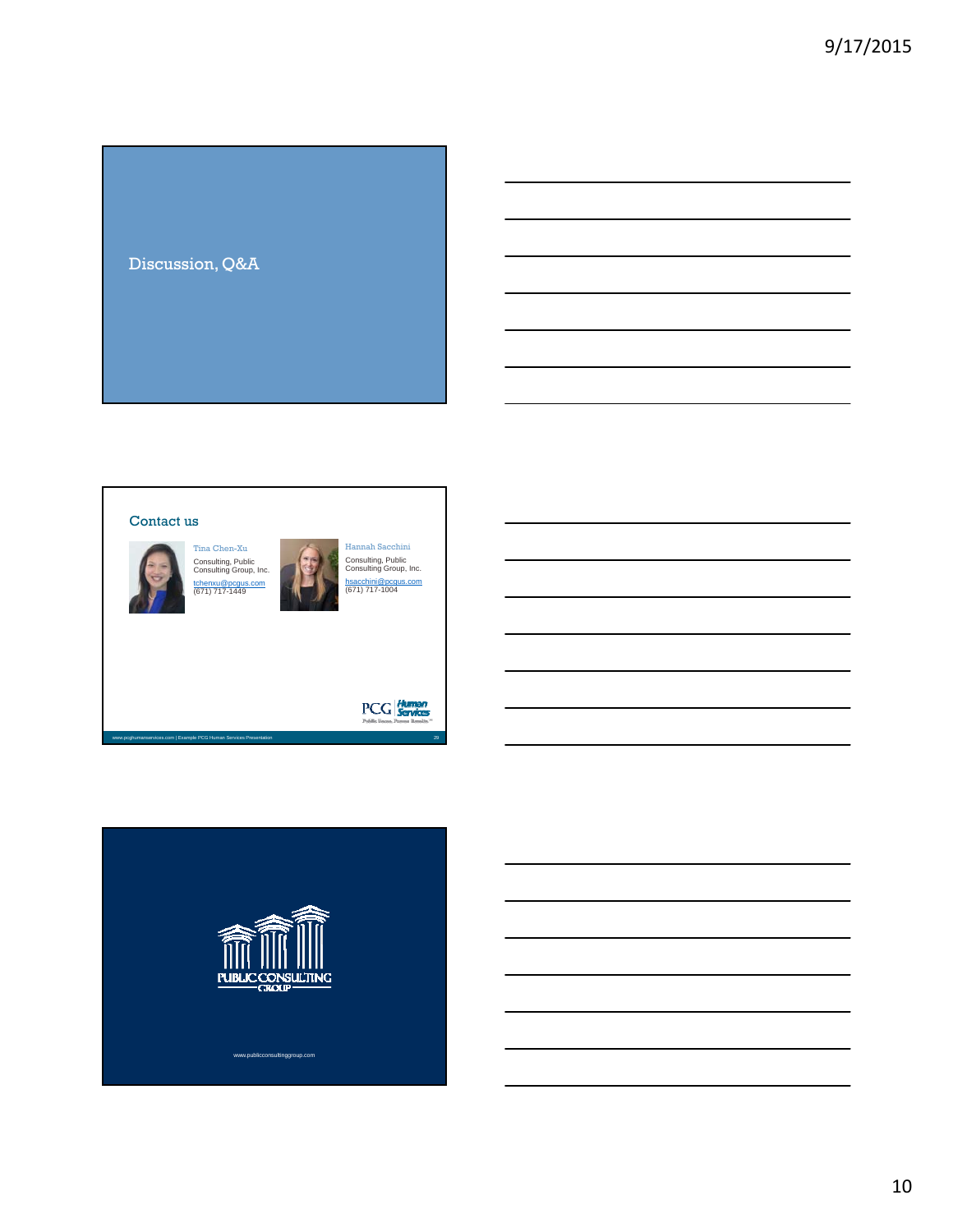## Discussion, Q&A

## Contact us

Tina Chen-Xu
Consulting, Public Consulting Group, Inc.
tchenxu@pcgus.com
(671) 717-1449

Hannah Sacchini
Consulting, Public Consulting Group, Inc.
hsacchini@pcgus.com
(671) 717-1004

PCG Human Services
Public Focus. Proven Results.™

www.pcghumanservices.com | Example PCG Human Services Presentation

PUBLIC CONSULTING GROUP

www.publicconsultinggroup.com